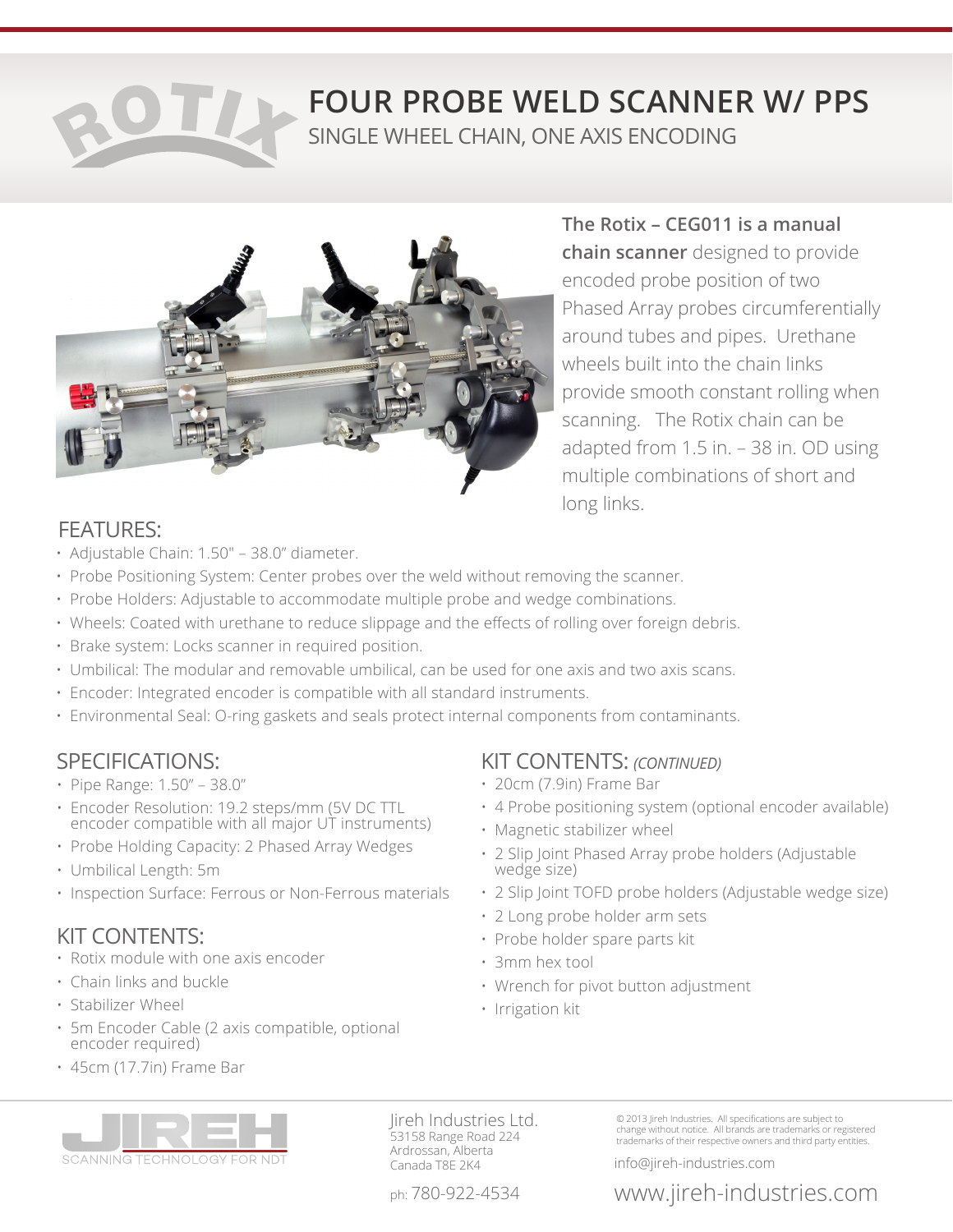# FOUR PROBE WELD SCANNER W/ PPS

## SINGLE WHEEL CHAIN, ONE AXIS ENCODING

**The Rotix – CEG011 is a manual chain scanner** designed to provide encoded probe position of two Phased Array probes circumferentially around tubes and pipes. Urethane wheels built into the chain links provide smooth constant rolling when scanning. The Rotix chain can be adapted from 1.5 in. – 38 in. OD using multiple combinations of short and long links.

## FEATURES:

- Adjustable Chain: 1.50" – 38.0" diameter.
- Probe Positioning System: Center probes over the weld without removing the scanner.
- Probe Holders: Adjustable to accommodate multiple probe and wedge combinations.
- Wheels: Coated with urethane to reduce slippage and the effects of rolling over foreign debris.
- Brake system: Locks scanner in required position.
- Umbilical: The modular and removable umbilical, can be used for one axis and two axis scans.
- Encoder: Integrated encoder is compatible with all standard instruments.
- Environmental Seal: O-ring gaskets and seals protect internal components from contaminants.

## SPECIFICATIONS:

- Pipe Range: 1.50" – 38.0"
- Encoder Resolution: 19.2 steps/mm (5V DC TTL encoder compatible with all major UT instruments)
- Probe Holding Capacity: 2 Phased Array Wedges
- Umbilical Length: 5m
- Inspection Surface: Ferrous or Non-Ferrous materials

## KIT CONTENTS:

- Rotix module with one axis encoder
- Chain links and buckle
- Stabilizer Wheel
- 5m Encoder Cable (2 axis compatible, optional encoder required)
- 45cm (17.7in) Frame Bar

## KIT CONTENTS: *(CONTINUED)*

- 20cm (7.9in) Frame Bar
- 4 Probe positioning system (optional encoder available)
- Magnetic stabilizer wheel
- 2 Slip Joint Phased Array probe holders (Adjustable wedge size)
- 2 Slip Joint TOFD probe holders (Adjustable wedge size)
- 2 Long probe holder arm sets
- Probe holder spare parts kit
- 3mm hex tool
- Wrench for pivot button adjustment
- Irrigation kit

JIREH SCANNING TECHNOLOGY FOR NDT

Jireh Industries Ltd.
53158 Range Road 224
Ardrossan, Alberta
Canada T8E 2K4

ph: 780-922-4534

© 2013 Jireh Industries. All specifications are subject to change without notice. All brands are trademarks or registered trademarks of their respective owners and third party entities.

info@jireh-industries.com

www.jireh-industries.com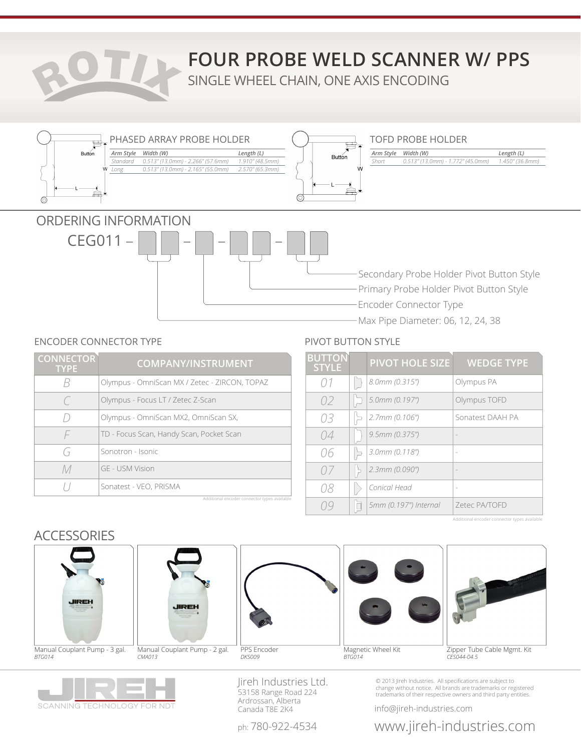# FOUR PROBE WELD SCANNER W/ PPS

SINGLE WHEEL CHAIN, ONE AXIS ENCODING

## PHASED ARRAY PROBE HOLDER

| Arm Style | Width (W) | Length (L) |
|---|---|---|
| Standard | 0.513" (13.0mm) - 2.266" (57.6mm) | 1.910" (48.5mm) |
| Long | 0.513" (13.0mm) - 2.165" (55.0mm) | 2.570" (65.3mm) |

## TOFD PROBE HOLDER

| Arm Style | Width (W) | Length (L) |
|---|---|---|
| Short | 0.513" (13.0mm) - 1.772" (45.0mm) | 1.450" (36.8mm) |

## ORDERING INFORMATION

CEG011 – ☐☐ – ☐ – ☐☐ – ☐☐

- Max Pipe Diameter: 06, 12, 24, 38
- Encoder Connector Type
- Primary Probe Holder Pivot Button Style
- Secondary Probe Holder Pivot Button Style

### ENCODER CONNECTOR TYPE

| CONNECTOR TYPE | COMPANY/INSTRUMENT |
|---|---|
| B | Olympus - OmniScan MX / Zetec - ZIRCON, TOPAZ |
| C | Olympus - Focus LT / Zetec Z-Scan |
| D | Olympus - OmniScan MX2, OmniScan SX, |
| F | TD - Focus Scan, Handy Scan, Pocket Scan |
| G | Sonotron - Isonic |
| M | GE - USM Vision |
| U | Sonatest - VEO, PRISMA |

Additional encoder connector types available

### PIVOT BUTTON STYLE

| BUTTON STYLE | PIVOT HOLE SIZE | WEDGE TYPE |
|---|---|---|
| 01 | 8.0mm (0.315") | Olympus PA |
| 02 | 5.0mm (0.197") | Olympus TOFD |
| 03 | 2.7mm (0.106") | Sonatest DAAH PA |
| 04 | 9.5mm (0.375") | - |
| 06 | 3.0mm (0.118") | - |
| 07 | 2.3mm (0.090") | - |
| 08 | Conical Head | - |
| 09 | 5mm (0.197") Internal | Zetec PA/TOFD |

Additional encoder connector types available

## ACCESSORIES

Manual Couplant Pump - 3 gal.
*BTG014*

Manual Couplant Pump - 2 gal.
*CMA013*

PPS Encoder
*DKS009*

Magnetic Wheel Kit
*BTG014*

Zipper Tube Cable Mgmt. Kit
*CES044-04.5*

JIREH SCANNING TECHNOLOGY FOR NDT

Jireh Industries Ltd.
53158 Range Road 224
Ardrossan, Alberta
Canada T8E 2K4

ph: 780-922-4534

© 2013 Jireh Industries. All specifications are subject to change without notice. All brands are trademarks or registered trademarks of their respective owners and third party entities.

info@jireh-industries.com

www.jireh-industries.com